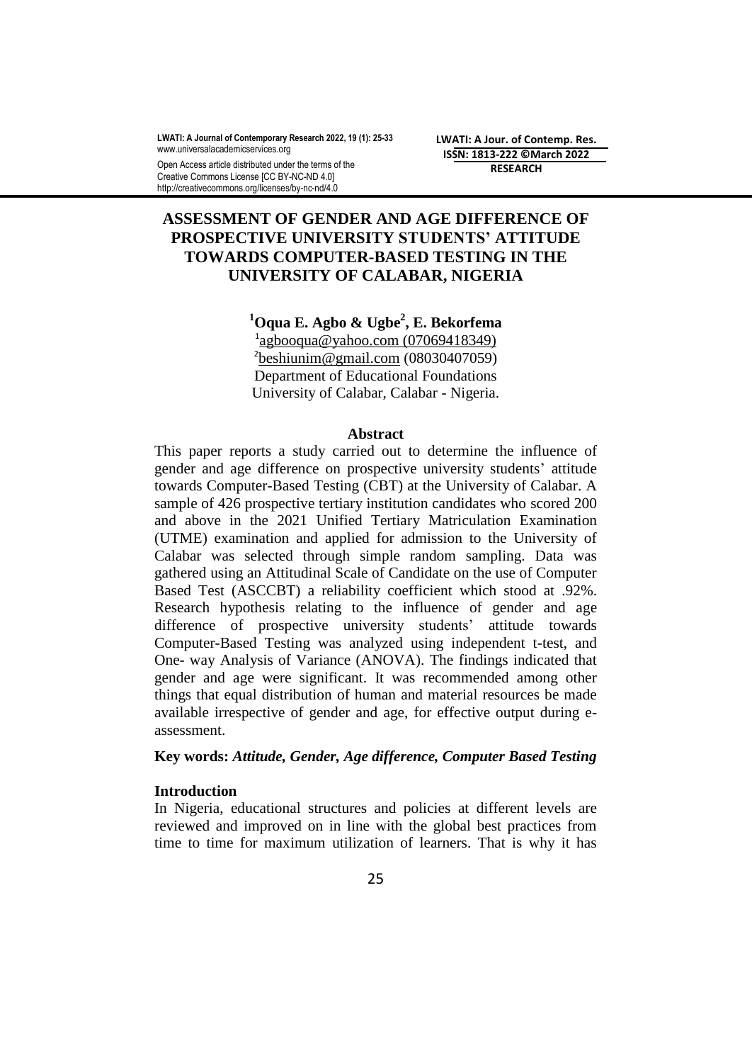# ASSESSMENT OF GENDER AND AGE DIFFERENCE OF PROSPECTIVE UNIVERSITY STUDENTS' ATTITUDE TOWARDS COMPUTER-BASED TESTING IN THE UNIVERSITY OF CALABAR, NIGERIA

**[1]Oqua E. Agbo & Ugbe[2], E. Bekorfema**

[1]agbooqua@yahoo.com (07069418349)
[2]beshiunim@gmail.com (08030407059)
Department of Educational Foundations
University of Calabar, Calabar - Nigeria.

## Abstract

This paper reports a study carried out to determine the influence of gender and age difference on prospective university students' attitude towards Computer-Based Testing (CBT) at the University of Calabar. A sample of 426 prospective tertiary institution candidates who scored 200 and above in the 2021 Unified Tertiary Matriculation Examination (UTME) examination and applied for admission to the University of Calabar was selected through simple random sampling. Data was gathered using an Attitudinal Scale of Candidate on the use of Computer Based Test (ASCCBT) a reliability coefficient which stood at .92%. Research hypothesis relating to the influence of gender and age difference of prospective university students' attitude towards Computer-Based Testing was analyzed using independent t-test, and One- way Analysis of Variance (ANOVA). The findings indicated that gender and age were significant. It was recommended among other things that equal distribution of human and material resources be made available irrespective of gender and age, for effective output during e-assessment.

**Key words:** *Attitude, Gender, Age difference, Computer Based Testing*

## Introduction

In Nigeria, educational structures and policies at different levels are reviewed and improved on in line with the global best practices from time to time for maximum utilization of learners. That is why it has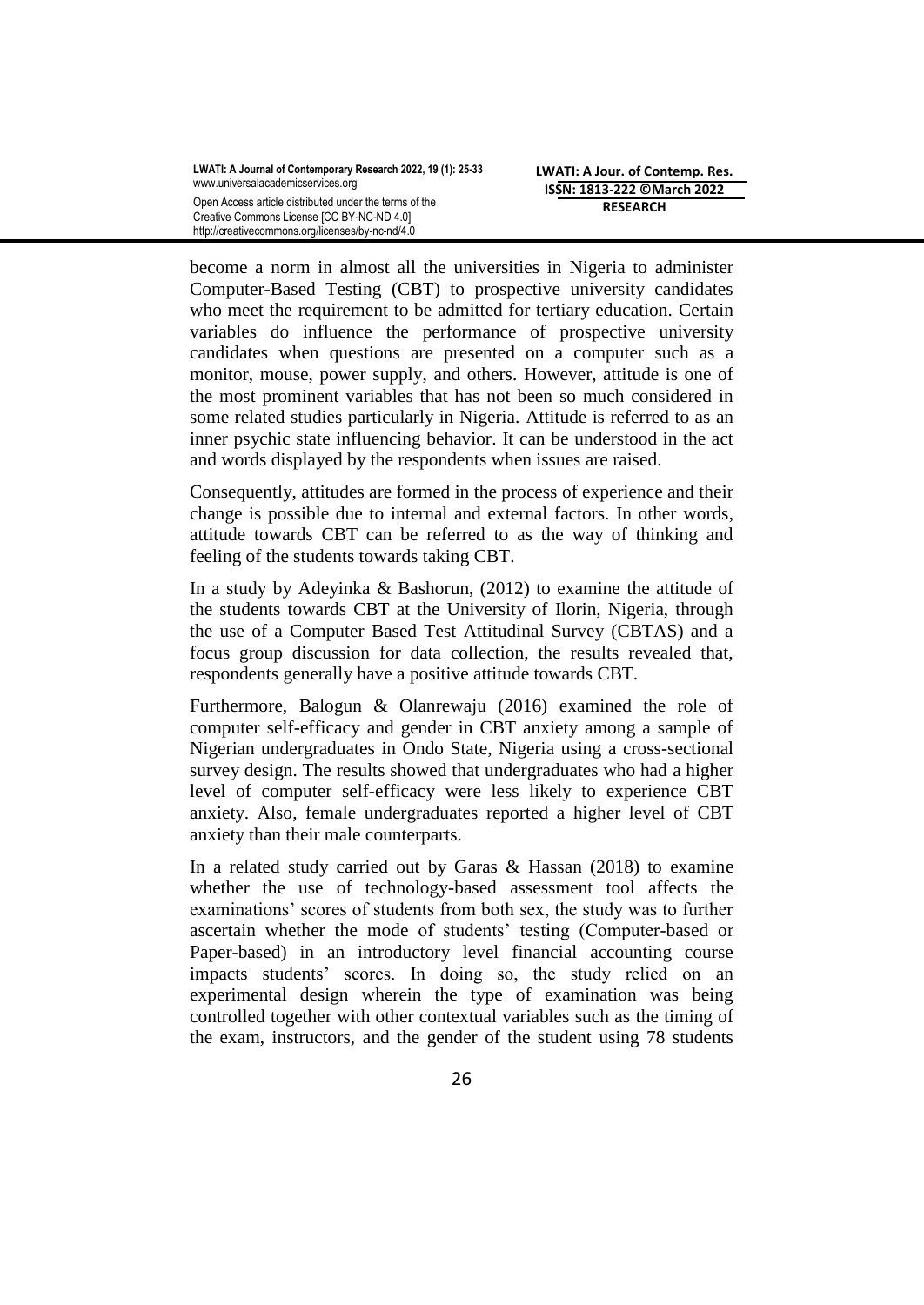become a norm in almost all the universities in Nigeria to administer Computer-Based Testing (CBT) to prospective university candidates who meet the requirement to be admitted for tertiary education. Certain variables do influence the performance of prospective university candidates when questions are presented on a computer such as a monitor, mouse, power supply, and others. However, attitude is one of the most prominent variables that has not been so much considered in some related studies particularly in Nigeria. Attitude is referred to as an inner psychic state influencing behavior. It can be understood in the act and words displayed by the respondents when issues are raised.

Consequently, attitudes are formed in the process of experience and their change is possible due to internal and external factors. In other words, attitude towards CBT can be referred to as the way of thinking and feeling of the students towards taking CBT.

In a study by Adeyinka & Bashorun, (2012) to examine the attitude of the students towards CBT at the University of Ilorin, Nigeria, through the use of a Computer Based Test Attitudinal Survey (CBTAS) and a focus group discussion for data collection, the results revealed that, respondents generally have a positive attitude towards CBT.

Furthermore, Balogun & Olanrewaju (2016) examined the role of computer self-efficacy and gender in CBT anxiety among a sample of Nigerian undergraduates in Ondo State, Nigeria using a cross-sectional survey design. The results showed that undergraduates who had a higher level of computer self-efficacy were less likely to experience CBT anxiety. Also, female undergraduates reported a higher level of CBT anxiety than their male counterparts.

In a related study carried out by Garas & Hassan (2018) to examine whether the use of technology-based assessment tool affects the examinations' scores of students from both sex, the study was to further ascertain whether the mode of students' testing (Computer-based or Paper-based) in an introductory level financial accounting course impacts students' scores. In doing so, the study relied on an experimental design wherein the type of examination was being controlled together with other contextual variables such as the timing of the exam, instructors, and the gender of the student using 78 students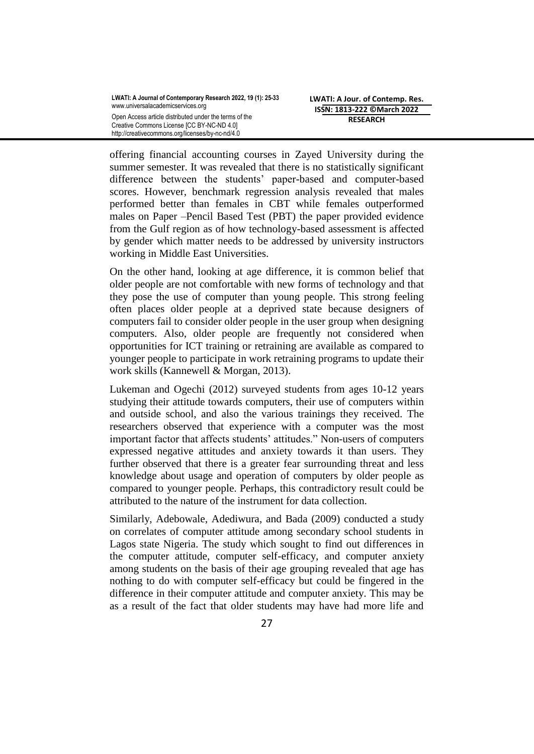offering financial accounting courses in Zayed University during the summer semester. It was revealed that there is no statistically significant difference between the students' paper-based and computer-based scores. However, benchmark regression analysis revealed that males performed better than females in CBT while females outperformed males on Paper –Pencil Based Test (PBT) the paper provided evidence from the Gulf region as of how technology-based assessment is affected by gender which matter needs to be addressed by university instructors working in Middle East Universities.

On the other hand, looking at age difference, it is common belief that older people are not comfortable with new forms of technology and that they pose the use of computer than young people. This strong feeling often places older people at a deprived state because designers of computers fail to consider older people in the user group when designing computers. Also, older people are frequently not considered when opportunities for ICT training or retraining are available as compared to younger people to participate in work retraining programs to update their work skills (Kannewell & Morgan, 2013).

Lukeman and Ogechi (2012) surveyed students from ages 10-12 years studying their attitude towards computers, their use of computers within and outside school, and also the various trainings they received. The researchers observed that experience with a computer was the most important factor that affects students' attitudes." Non-users of computers expressed negative attitudes and anxiety towards it than users. They further observed that there is a greater fear surrounding threat and less knowledge about usage and operation of computers by older people as compared to younger people. Perhaps, this contradictory result could be attributed to the nature of the instrument for data collection.

Similarly, Adebowale, Adediwura, and Bada (2009) conducted a study on correlates of computer attitude among secondary school students in Lagos state Nigeria. The study which sought to find out differences in the computer attitude, computer self-efficacy, and computer anxiety among students on the basis of their age grouping revealed that age has nothing to do with computer self-efficacy but could be fingered in the difference in their computer attitude and computer anxiety. This may be as a result of the fact that older students may have had more life and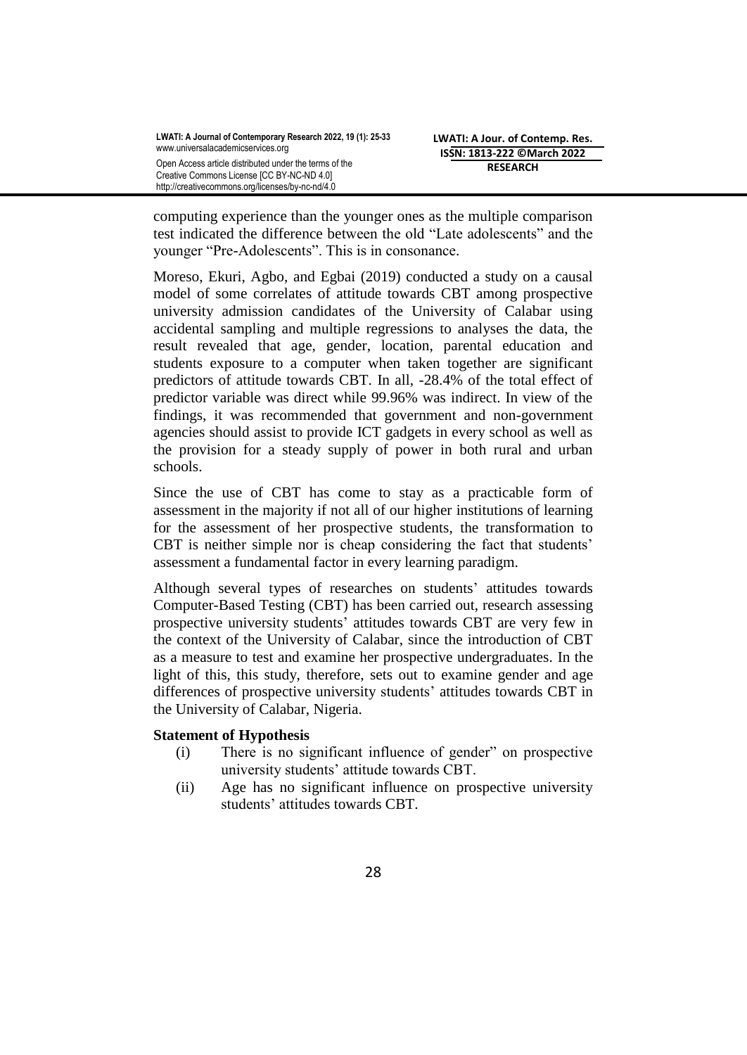computing experience than the younger ones as the multiple comparison test indicated the difference between the old "Late adolescents" and the younger "Pre-Adolescents". This is in consonance.

Moreso, Ekuri, Agbo, and Egbai (2019) conducted a study on a causal model of some correlates of attitude towards CBT among prospective university admission candidates of the University of Calabar using accidental sampling and multiple regressions to analyses the data, the result revealed that age, gender, location, parental education and students exposure to a computer when taken together are significant predictors of attitude towards CBT. In all, -28.4% of the total effect of predictor variable was direct while 99.96% was indirect. In view of the findings, it was recommended that government and non-government agencies should assist to provide ICT gadgets in every school as well as the provision for a steady supply of power in both rural and urban schools.

Since the use of CBT has come to stay as a practicable form of assessment in the majority if not all of our higher institutions of learning for the assessment of her prospective students, the transformation to CBT is neither simple nor is cheap considering the fact that students' assessment a fundamental factor in every learning paradigm.

Although several types of researches on students' attitudes towards Computer-Based Testing (CBT) has been carried out, research assessing prospective university students' attitudes towards CBT are very few in the context of the University of Calabar, since the introduction of CBT as a measure to test and examine her prospective undergraduates. In the light of this, this study, therefore, sets out to examine gender and age differences of prospective university students' attitudes towards CBT in the University of Calabar, Nigeria.

**Statement of Hypothesis**

(i) There is no significant influence of gender" on prospective university students' attitude towards CBT.

(ii) Age has no significant influence on prospective university students' attitudes towards CBT.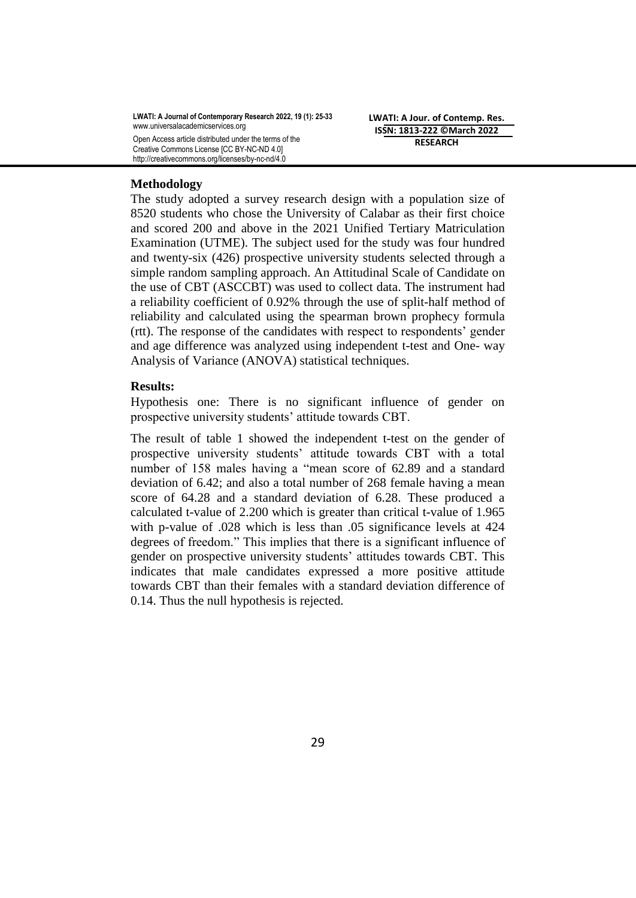### Methodology

The study adopted a survey research design with a population size of 8520 students who chose the University of Calabar as their first choice and scored 200 and above in the 2021 Unified Tertiary Matriculation Examination (UTME). The subject used for the study was four hundred and twenty-six (426) prospective university students selected through a simple random sampling approach. An Attitudinal Scale of Candidate on the use of CBT (ASCCBT) was used to collect data. The instrument had a reliability coefficient of 0.92% through the use of split-half method of reliability and calculated using the spearman brown prophecy formula (rtt). The response of the candidates with respect to respondents' gender and age difference was analyzed using independent t-test and One- way Analysis of Variance (ANOVA) statistical techniques.

### Results:

Hypothesis one: There is no significant influence of gender on prospective university students' attitude towards CBT.

The result of table 1 showed the independent t-test on the gender of prospective university students' attitude towards CBT with a total number of 158 males having a "mean score of 62.89 and a standard deviation of 6.42; and also a total number of 268 female having a mean score of 64.28 and a standard deviation of 6.28. These produced a calculated t-value of 2.200 which is greater than critical t-value of 1.965 with p-value of .028 which is less than .05 significance levels at 424 degrees of freedom." This implies that there is a significant influence of gender on prospective university students' attitudes towards CBT. This indicates that male candidates expressed a more positive attitude towards CBT than their females with a standard deviation difference of 0.14. Thus the null hypothesis is rejected.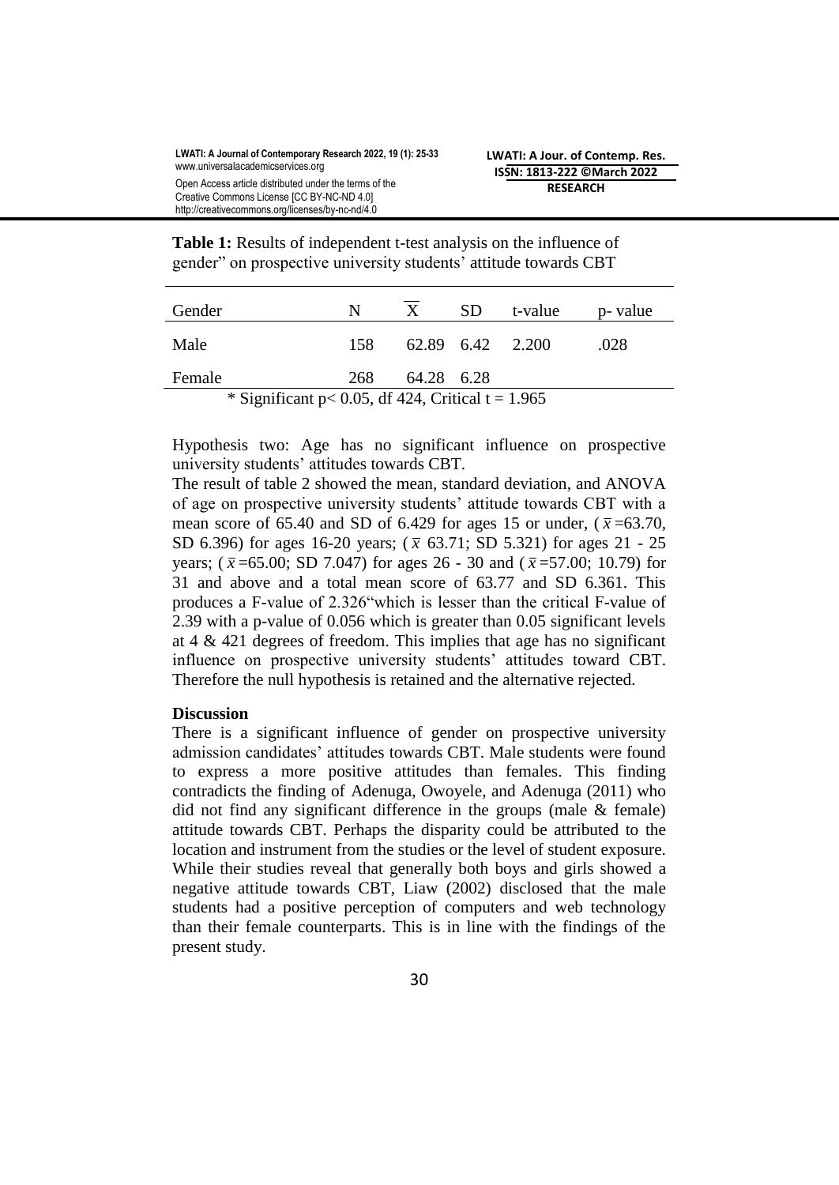**Table 1:** Results of independent t-test analysis on the influence of gender" on prospective university students' attitude towards CBT

| Gender | N | $\overline{X}$ | SD | t-value | p- value |
|---|---|---|---|---|---|
| Male | 158 | 62.89 | 6.42 | 2.200 | .028 |
| Female | 268 | 64.28 | 6.28 | | |

\* Significant $p< 0.05$, df 424, Critical t = 1.965

Hypothesis two: Age has no significant influence on prospective university students' attitudes towards CBT.

The result of table 2 showed the mean, standard deviation, and ANOVA of age on prospective university students' attitude towards CBT with a mean score of 65.40 and SD of 6.429 for ages 15 or under, ($\bar{x}$ =63.70, SD 6.396) for ages 16-20 years; ($\bar{x}$ 63.71; SD 5.321) for ages 21 - 25 years; ($\bar{x}$ =65.00; SD 7.047) for ages 26 - 30 and ($\bar{x}$ =57.00; 10.79) for 31 and above and a total mean score of 63.77 and SD 6.361. This produces a F-value of 2.326"which is lesser than the critical F-value of 2.39 with a p-value of 0.056 which is greater than 0.05 significant levels at 4 & 421 degrees of freedom. This implies that age has no significant influence on prospective university students' attitudes toward CBT. Therefore the null hypothesis is retained and the alternative rejected.

**Discussion**

There is a significant influence of gender on prospective university admission candidates' attitudes towards CBT. Male students were found to express a more positive attitudes than females. This finding contradicts the finding of Adenuga, Owoyele, and Adenuga (2011) who did not find any significant difference in the groups (male & female) attitude towards CBT. Perhaps the disparity could be attributed to the location and instrument from the studies or the level of student exposure. While their studies reveal that generally both boys and girls showed a negative attitude towards CBT, Liaw (2002) disclosed that the male students had a positive perception of computers and web technology than their female counterparts. This is in line with the findings of the present study.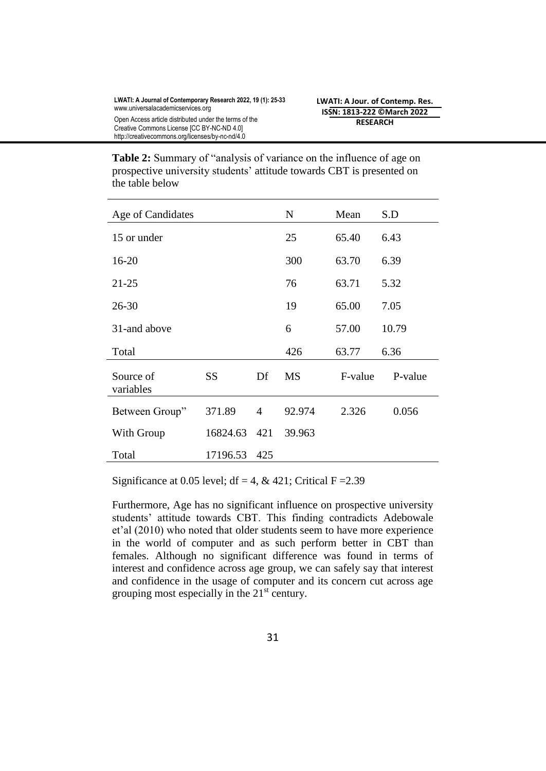**Table 2:** Summary of "analysis of variance on the influence of age on prospective university students' attitude towards CBT is presented on the table below

| Age of Candidates | | | N | Mean | S.D |
|---|---|---|---|---|---|
| 15 or under | | | 25 | 65.40 | 6.43 |
| 16-20 | | | 300 | 63.70 | 6.39 |
| 21-25 | | | 76 | 63.71 | 5.32 |
| 26-30 | | | 19 | 65.00 | 7.05 |
| 31-and above | | | 6 | 57.00 | 10.79 |
| Total | | | 426 | 63.77 | 6.36 |
| Source of variables | SS | Df | MS | F-value | P-value |
| Between Group" | 371.89 | 4 | 92.974 | 2.326 | 0.056 |
| With Group | 16824.63 | 421 | 39.963 | | |
| Total | 17196.53 | 425 | | | |

Significance at 0.05 level; df = 4, & 421; Critical F =2.39

Furthermore, Age has no significant influence on prospective university students' attitude towards CBT. This finding contradicts Adebowale et'al (2010) who noted that older students seem to have more experience in the world of computer and as such perform better in CBT than females. Although no significant difference was found in terms of interest and confidence across age group, we can safely say that interest and confidence in the usage of computer and its concern cut across age grouping most especially in the 21st century.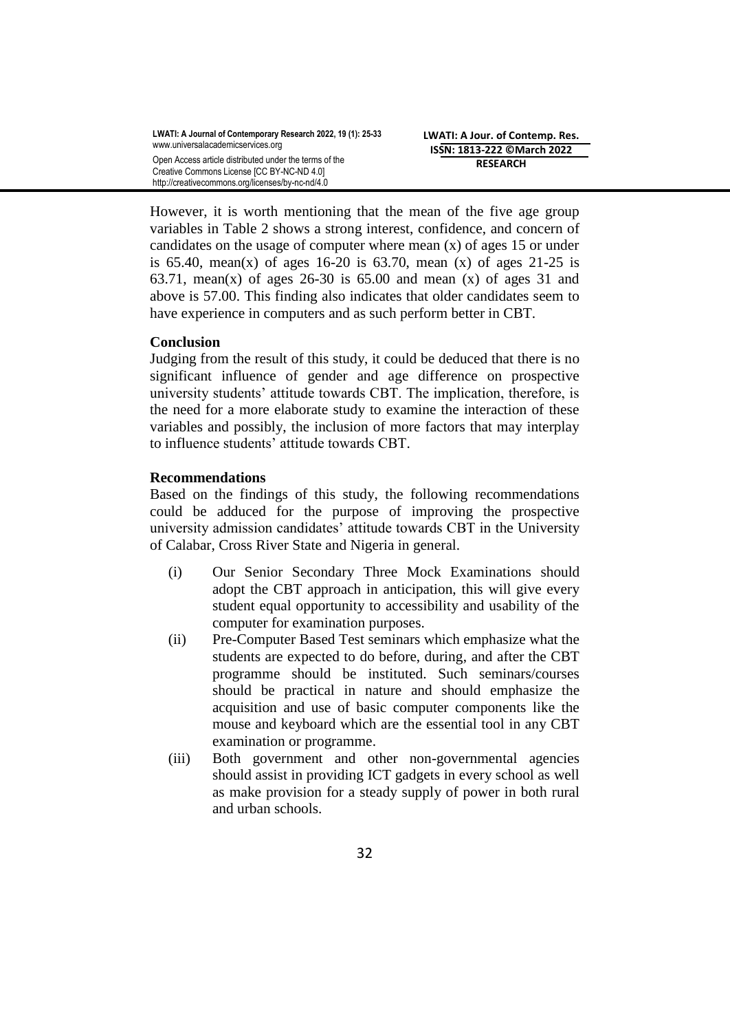However, it is worth mentioning that the mean of the five age group variables in Table 2 shows a strong interest, confidence, and concern of candidates on the usage of computer where mean (x) of ages 15 or under is 65.40, mean(x) of ages 16-20 is 63.70, mean (x) of ages 21-25 is 63.71, mean(x) of ages 26-30 is 65.00 and mean (x) of ages 31 and above is 57.00. This finding also indicates that older candidates seem to have experience in computers and as such perform better in CBT.

**Conclusion**

Judging from the result of this study, it could be deduced that there is no significant influence of gender and age difference on prospective university students' attitude towards CBT. The implication, therefore, is the need for a more elaborate study to examine the interaction of these variables and possibly, the inclusion of more factors that may interplay to influence students' attitude towards CBT.

**Recommendations**

Based on the findings of this study, the following recommendations could be adduced for the purpose of improving the prospective university admission candidates' attitude towards CBT in the University of Calabar, Cross River State and Nigeria in general.

(i) Our Senior Secondary Three Mock Examinations should adopt the CBT approach in anticipation, this will give every student equal opportunity to accessibility and usability of the computer for examination purposes.

(ii) Pre-Computer Based Test seminars which emphasize what the students are expected to do before, during, and after the CBT programme should be instituted. Such seminars/courses should be practical in nature and should emphasize the acquisition and use of basic computer components like the mouse and keyboard which are the essential tool in any CBT examination or programme.

(iii) Both government and other non-governmental agencies should assist in providing ICT gadgets in every school as well as make provision for a steady supply of power in both rural and urban schools.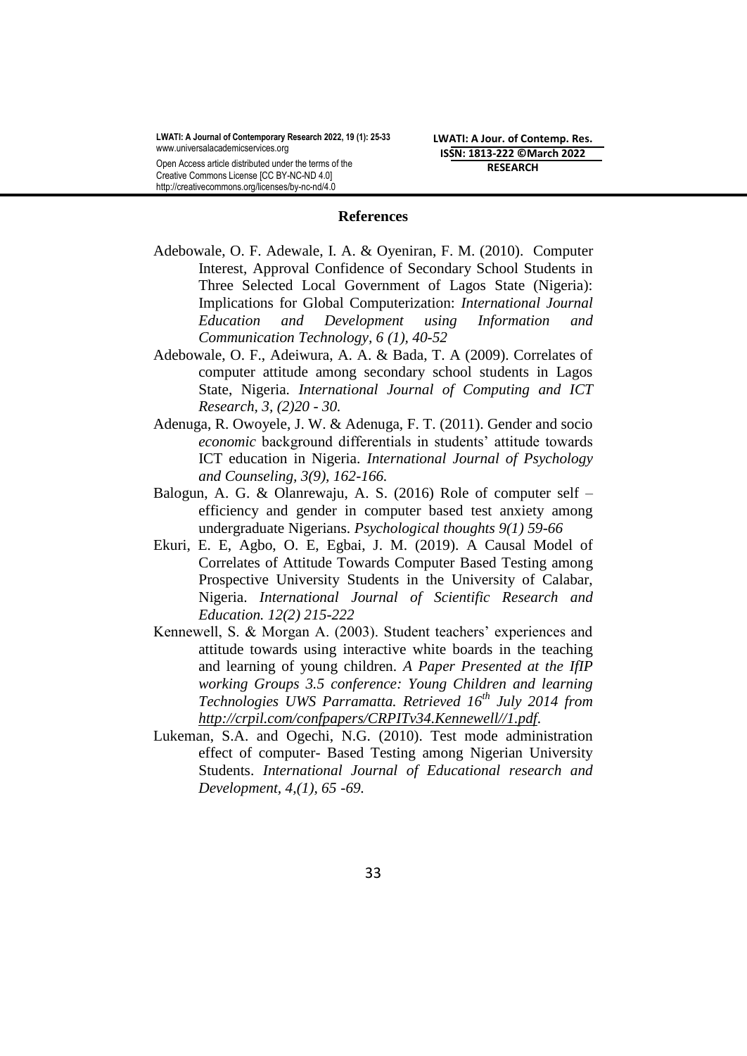## References

Adebowale, O. F. Adewale, I. A. & Oyeniran, F. M. (2010). Computer Interest, Approval Confidence of Secondary School Students in Three Selected Local Government of Lagos State (Nigeria): Implications for Global Computerization: *International Journal Education and Development using Information and Communication Technology, 6 (1), 40-52*

Adebowale, O. F., Adeiwura, A. A. & Bada, T. A (2009). Correlates of computer attitude among secondary school students in Lagos State, Nigeria. *International Journal of Computing and ICT Research, 3, (2)20 - 30.*

Adenuga, R. Owoyele, J. W. & Adenuga, F. T. (2011). Gender and socio *economic* background differentials in students' attitude towards ICT education in Nigeria. *International Journal of Psychology and Counseling, 3(9), 162-166.*

Balogun, A. G. & Olanrewaju, A. S. (2016) Role of computer self – efficiency and gender in computer based test anxiety among undergraduate Nigerians. *Psychological thoughts 9(1) 59-66*

Ekuri, E. E, Agbo, O. E, Egbai, J. M. (2019). A Causal Model of Correlates of Attitude Towards Computer Based Testing among Prospective University Students in the University of Calabar, Nigeria. *International Journal of Scientific Research and Education. 12(2) 215-222*

Kennewell, S. & Morgan A. (2003). Student teachers' experiences and attitude towards using interactive white boards in the teaching and learning of young children. *A Paper Presented at the IfIP working Groups 3.5 conference: Young Children and learning Technologies UWS Parramatta. Retrieved 16th July 2014 from http://crpil.com/confpapers/CRPITv34.Kennewell//1.pdf.*

Lukeman, S.A. and Ogechi, N.G. (2010). Test mode administration effect of computer- Based Testing among Nigerian University Students. *International Journal of Educational research and Development, 4,(1), 65 -69.*